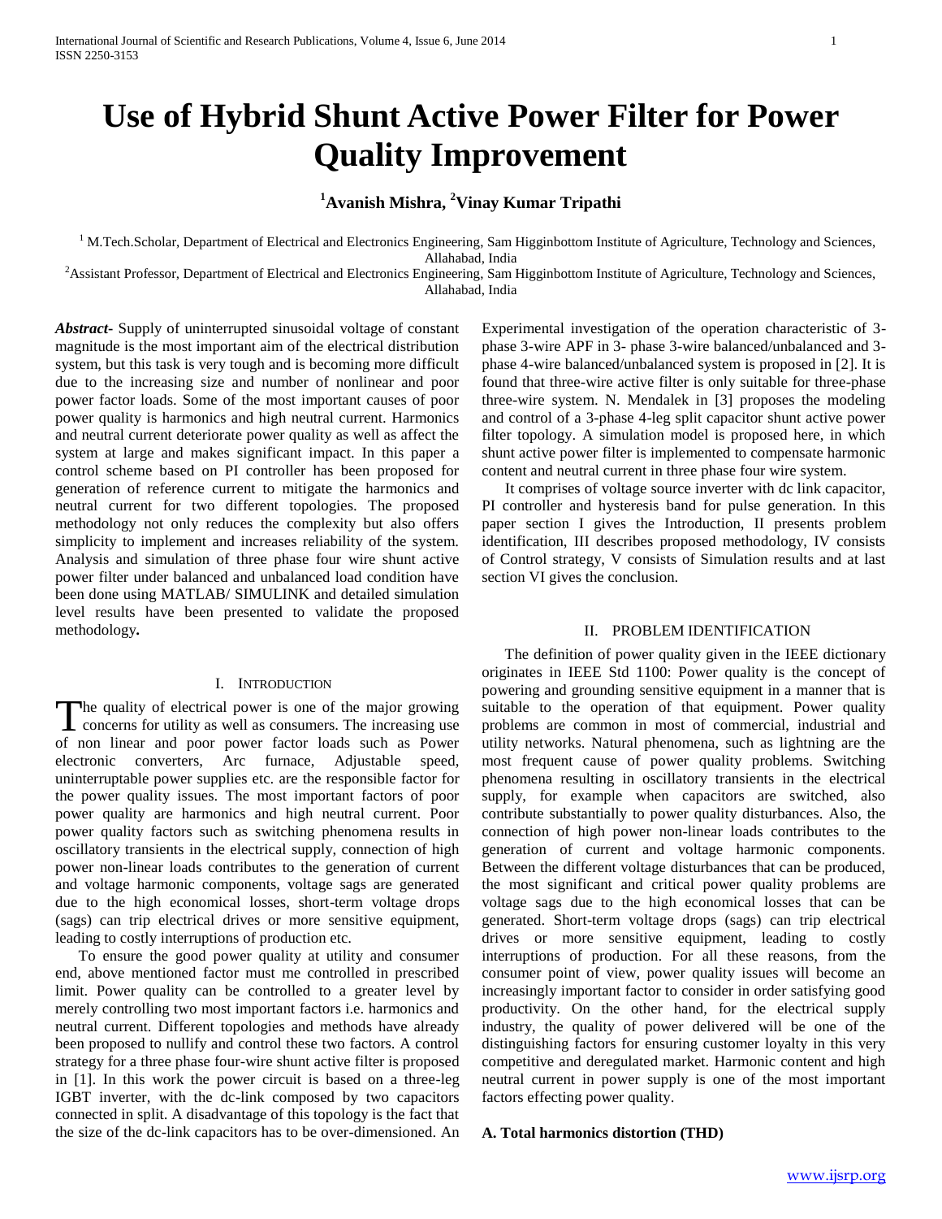# Use of Hybrid Shunt Active Power Filter for Power Quality Improvement

**[1]Avanish Mishra, [2]Vinay Kumar Tripathi**

[1] M.Tech.Scholar, Department of Electrical and Electronics Engineering, Sam Higginbottom Institute of Agriculture, Technology and Sciences, Allahabad, India

[2]Assistant Professor, Department of Electrical and Electronics Engineering, Sam Higginbottom Institute of Agriculture, Technology and Sciences, Allahabad, India

***Abstract-*** Supply of uninterrupted sinusoidal voltage of constant magnitude is the most important aim of the electrical distribution system, but this task is very tough and is becoming more difficult due to the increasing size and number of nonlinear and poor power factor loads. Some of the most important causes of poor power quality is harmonics and high neutral current. Harmonics and neutral current deteriorate power quality as well as affect the system at large and makes significant impact. In this paper a control scheme based on PI controller has been proposed for generation of reference current to mitigate the harmonics and neutral current for two different topologies. The proposed methodology not only reduces the complexity but also offers simplicity to implement and increases reliability of the system. Analysis and simulation of three phase four wire shunt active power filter under balanced and unbalanced load condition have been done using MATLAB/ SIMULINK and detailed simulation level results have been presented to validate the proposed methodology**.**

## I. Introduction

The quality of electrical power is one of the major growing concerns for utility as well as consumers. The increasing use of non linear and poor power factor loads such as Power electronic converters, Arc furnace, Adjustable speed, uninterruptable power supplies etc. are the responsible factor for the power quality issues. The most important factors of poor power quality are harmonics and high neutral current. Poor power quality factors such as switching phenomena results in oscillatory transients in the electrical supply, connection of high power non-linear loads contributes to the generation of current and voltage harmonic components, voltage sags are generated due to the high economical losses, short-term voltage drops (sags) can trip electrical drives or more sensitive equipment, leading to costly interruptions of production etc.

To ensure the good power quality at utility and consumer end, above mentioned factor must me controlled in prescribed limit. Power quality can be controlled to a greater level by merely controlling two most important factors i.e. harmonics and neutral current. Different topologies and methods have already been proposed to nullify and control these two factors. A control strategy for a three phase four-wire shunt active filter is proposed in [1]. In this work the power circuit is based on a three-leg IGBT inverter, with the dc-link composed by two capacitors connected in split. A disadvantage of this topology is the fact that the size of the dc-link capacitors has to be over-dimensioned. An Experimental investigation of the operation characteristic of 3-phase 3-wire APF in 3- phase 3-wire balanced/unbalanced and 3-phase 4-wire balanced/unbalanced system is proposed in [2]. It is found that three-wire active filter is only suitable for three-phase three-wire system. N. Mendalek in [3] proposes the modeling and control of a 3-phase 4-leg split capacitor shunt active power filter topology. A simulation model is proposed here, in which shunt active power filter is implemented to compensate harmonic content and neutral current in three phase four wire system.

It comprises of voltage source inverter with dc link capacitor, PI controller and hysteresis band for pulse generation. In this paper section I gives the Introduction, II presents problem identification, III describes proposed methodology, IV consists of Control strategy, V consists of Simulation results and at last section VI gives the conclusion.

## II. Problem Identification

The definition of power quality given in the IEEE dictionary originates in IEEE Std 1100: Power quality is the concept of powering and grounding sensitive equipment in a manner that is suitable to the operation of that equipment. Power quality problems are common in most of commercial, industrial and utility networks. Natural phenomena, such as lightning are the most frequent cause of power quality problems. Switching phenomena resulting in oscillatory transients in the electrical supply, for example when capacitors are switched, also contribute substantially to power quality disturbances. Also, the connection of high power non-linear loads contributes to the generation of current and voltage harmonic components. Between the different voltage disturbances that can be produced, the most significant and critical power quality problems are voltage sags due to the high economical losses that can be generated. Short-term voltage drops (sags) can trip electrical drives or more sensitive equipment, leading to costly interruptions of production. For all these reasons, from the consumer point of view, power quality issues will become an increasingly important factor to consider in order satisfying good productivity. On the other hand, for the electrical supply industry, the quality of power delivered will be one of the distinguishing factors for ensuring customer loyalty in this very competitive and deregulated market. Harmonic content and high neutral current in power supply is one of the most important factors effecting power quality.

### A. Total harmonics distortion (THD)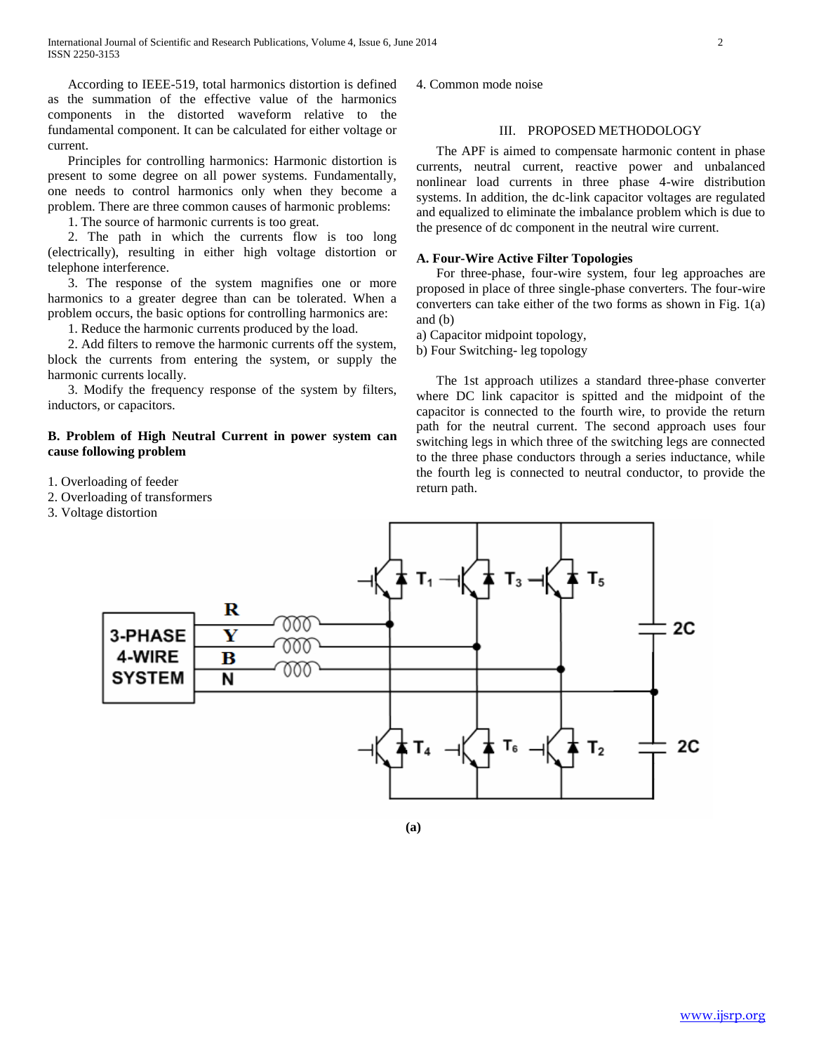According to IEEE-519, total harmonics distortion is defined as the summation of the effective value of the harmonics components in the distorted waveform relative to the fundamental component. It can be calculated for either voltage or current.

Principles for controlling harmonics: Harmonic distortion is present to some degree on all power systems. Fundamentally, one needs to control harmonics only when they become a problem. There are three common causes of harmonic problems:

1. The source of harmonic currents is too great.
2. The path in which the currents flow is too long (electrically), resulting in either high voltage distortion or telephone interference.
3. The response of the system magnifies one or more harmonics to a greater degree than can be tolerated. When a problem occurs, the basic options for controlling harmonics are:

1. Reduce the harmonic currents produced by the load.
2. Add filters to remove the harmonic currents off the system, block the currents from entering the system, or supply the harmonic currents locally.
3. Modify the frequency response of the system by filters, inductors, or capacitors.

### B. Problem of High Neutral Current in power system can cause following problem

1. Overloading of feeder
2. Overloading of transformers
3. Voltage distortion
4. Common mode noise

## III. PROPOSED METHODOLOGY

The APF is aimed to compensate harmonic content in phase currents, neutral current, reactive power and unbalanced nonlinear load currents in three phase 4-wire distribution systems. In addition, the dc-link capacitor voltages are regulated and equalized to eliminate the imbalance problem which is due to the presence of dc component in the neutral wire current.

### A. Four-Wire Active Filter Topologies

For three-phase, four-wire system, four leg approaches are proposed in place of three single-phase converters. The four-wire converters can take either of the two forms as shown in Fig. 1(a) and (b)

a) Capacitor midpoint topology,
b) Four Switching- leg topology

The 1st approach utilizes a standard three-phase converter where DC link capacitor is spitted and the midpoint of the capacitor is connected to the fourth wire, to provide the return path for the neutral current. The second approach uses four switching legs in which three of the switching legs are connected to the three phase conductors through a series inductance, while the fourth leg is connected to neutral conductor, to provide the return path.

(a)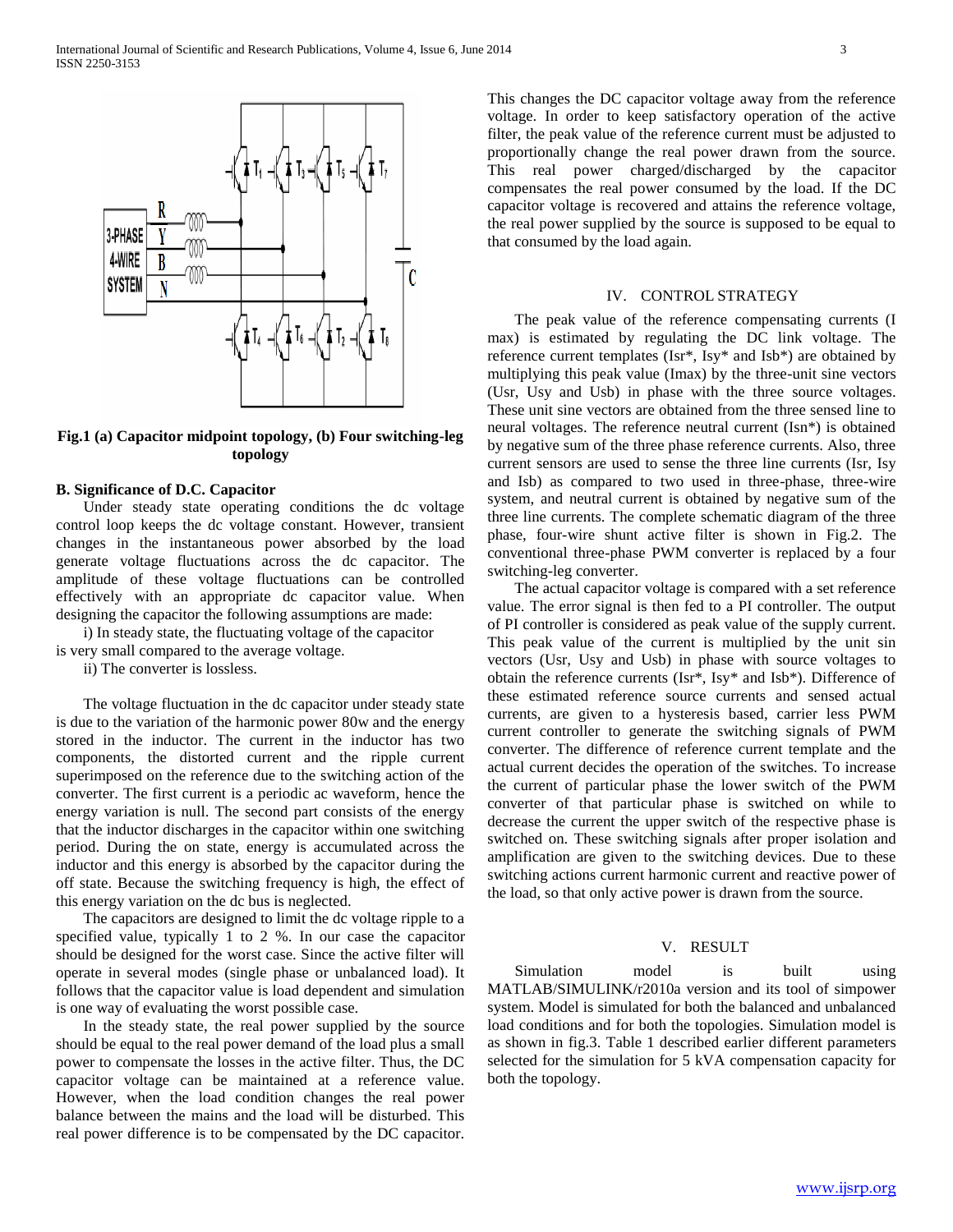**Fig.1 (a) Capacitor midpoint topology, (b) Four switching-leg topology**

### B. Significance of D.C. Capacitor

Under steady state operating conditions the dc voltage control loop keeps the dc voltage constant. However, transient changes in the instantaneous power absorbed by the load generate voltage fluctuations across the dc capacitor. The amplitude of these voltage fluctuations can be controlled effectively with an appropriate dc capacitor value. When designing the capacitor the following assumptions are made:

i) In steady state, the fluctuating voltage of the capacitor is very small compared to the average voltage.

ii) The converter is lossless.

The voltage fluctuation in the dc capacitor under steady state is due to the variation of the harmonic power 80w and the energy stored in the inductor. The current in the inductor has two components, the distorted current and the ripple current superimposed on the reference due to the switching action of the converter. The first current is a periodic ac waveform, hence the energy variation is null. The second part consists of the energy that the inductor discharges in the capacitor within one switching period. During the on state, energy is accumulated across the inductor and this energy is absorbed by the capacitor during the off state. Because the switching frequency is high, the effect of this energy variation on the dc bus is neglected.

The capacitors are designed to limit the dc voltage ripple to a specified value, typically 1 to 2 %. In our case the capacitor should be designed for the worst case. Since the active filter will operate in several modes (single phase or unbalanced load). It follows that the capacitor value is load dependent and simulation is one way of evaluating the worst possible case.

In the steady state, the real power supplied by the source should be equal to the real power demand of the load plus a small power to compensate the losses in the active filter. Thus, the DC capacitor voltage can be maintained at a reference value. However, when the load condition changes the real power balance between the mains and the load will be disturbed. This real power difference is to be compensated by the DC capacitor. This changes the DC capacitor voltage away from the reference voltage. In order to keep satisfactory operation of the active filter, the peak value of the reference current must be adjusted to proportionally change the real power drawn from the source. This real power charged/discharged by the capacitor compensates the real power consumed by the load. If the DC capacitor voltage is recovered and attains the reference voltage, the real power supplied by the source is supposed to be equal to that consumed by the load again.

## IV. CONTROL STRATEGY

The peak value of the reference compensating currents (I max) is estimated by regulating the DC link voltage. The reference current templates (Isr*, Isy* and Isb*) are obtained by multiplying this peak value (Imax) by the three-unit sine vectors (Usr, Usy and Usb) in phase with the three source voltages. These unit sine vectors are obtained from the three sensed line to neural voltages. The reference neutral current (Isn*) is obtained by negative sum of the three phase reference currents. Also, three current sensors are used to sense the three line currents (Isr, Isy and Isb) as compared to two used in three-phase, three-wire system, and neutral current is obtained by negative sum of the three line currents. The complete schematic diagram of the three phase, four-wire shunt active filter is shown in Fig.2. The conventional three-phase PWM converter is replaced by a four switching-leg converter.

The actual capacitor voltage is compared with a set reference value. The error signal is then fed to a PI controller. The output of PI controller is considered as peak value of the supply current. This peak value of the current is multiplied by the unit sin vectors (Usr, Usy and Usb) in phase with source voltages to obtain the reference currents (Isr*, Isy* and Isb*). Difference of these estimated reference source currents and sensed actual currents, are given to a hysteresis based, carrier less PWM current controller to generate the switching signals of PWM converter. The difference of reference current template and the actual current decides the operation of the switches. To increase the current of particular phase the lower switch of the PWM converter of that particular phase is switched on while to decrease the current the upper switch of the respective phase is switched on. These switching signals after proper isolation and amplification are given to the switching devices. Due to these switching actions current harmonic current and reactive power of the load, so that only active power is drawn from the source.

## V. RESULT

Simulation model is built using MATLAB/SIMULINK/r2010a version and its tool of simpower system. Model is simulated for both the balanced and unbalanced load conditions and for both the topologies. Simulation model is as shown in fig.3. Table 1 described earlier different parameters selected for the simulation for 5 kVA compensation capacity for both the topology.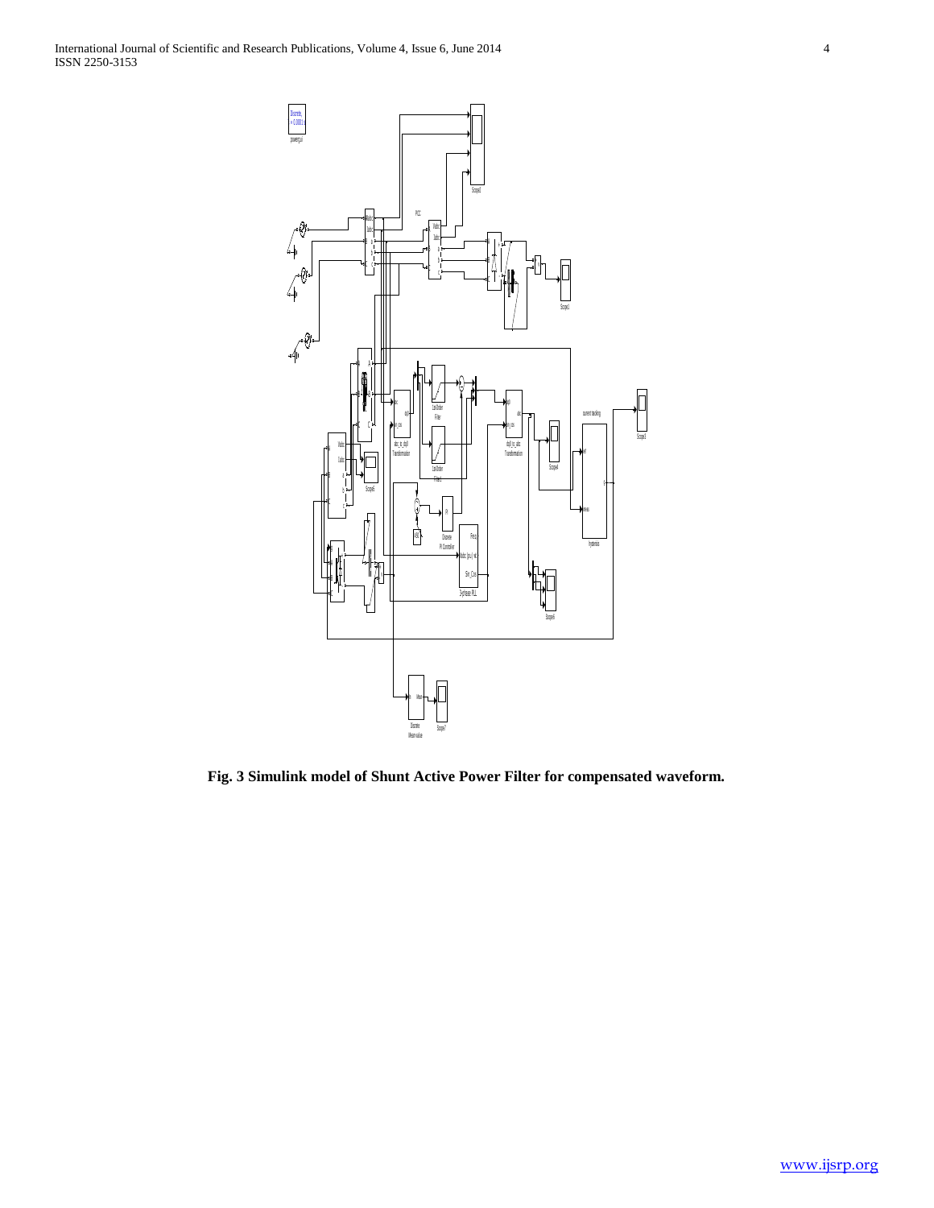**Fig. 3 Simulink model of Shunt Active Power Filter for compensated waveform.**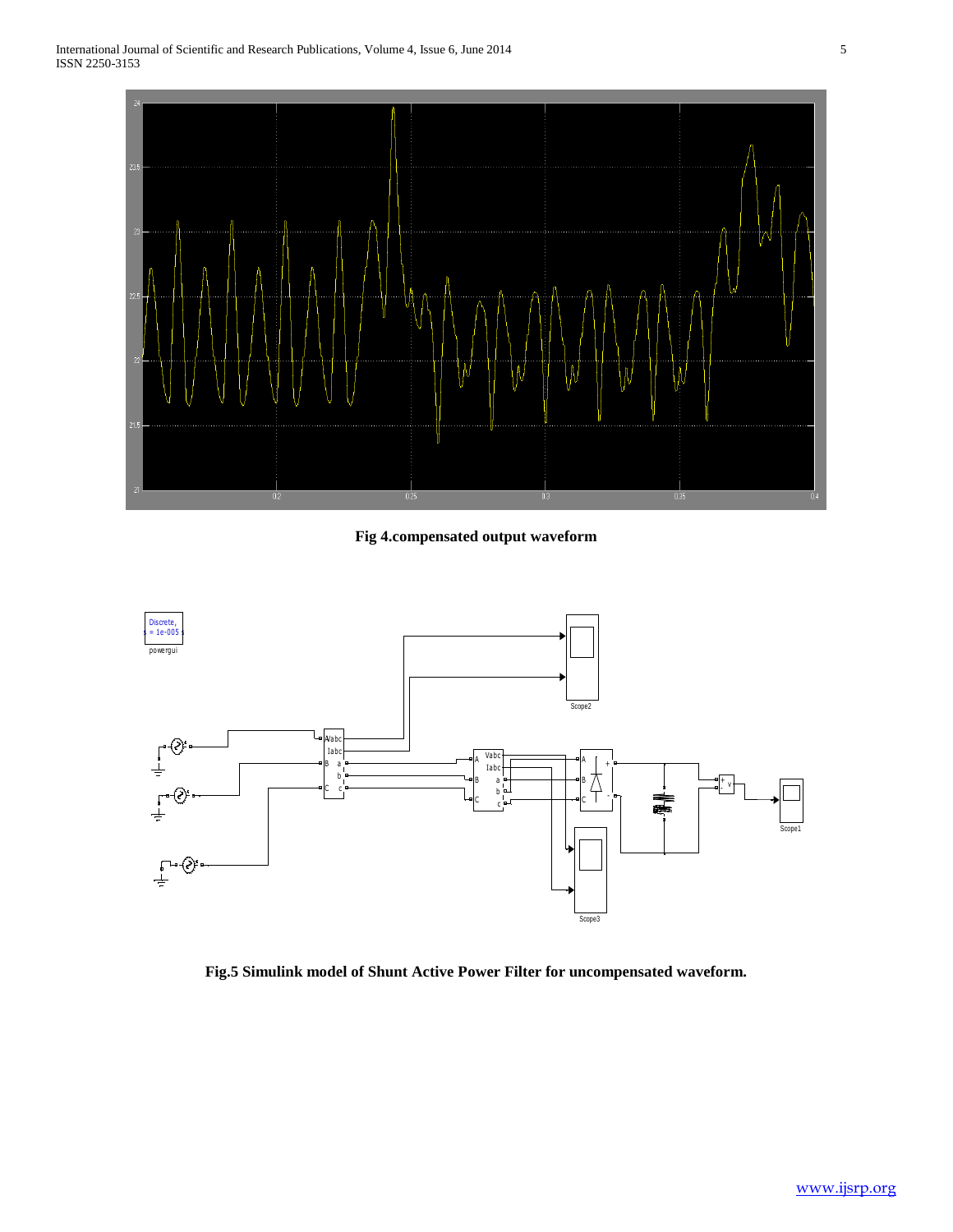**Fig 4.compensated output waveform**

**Fig.5 Simulink model of Shunt Active Power Filter for uncompensated waveform.**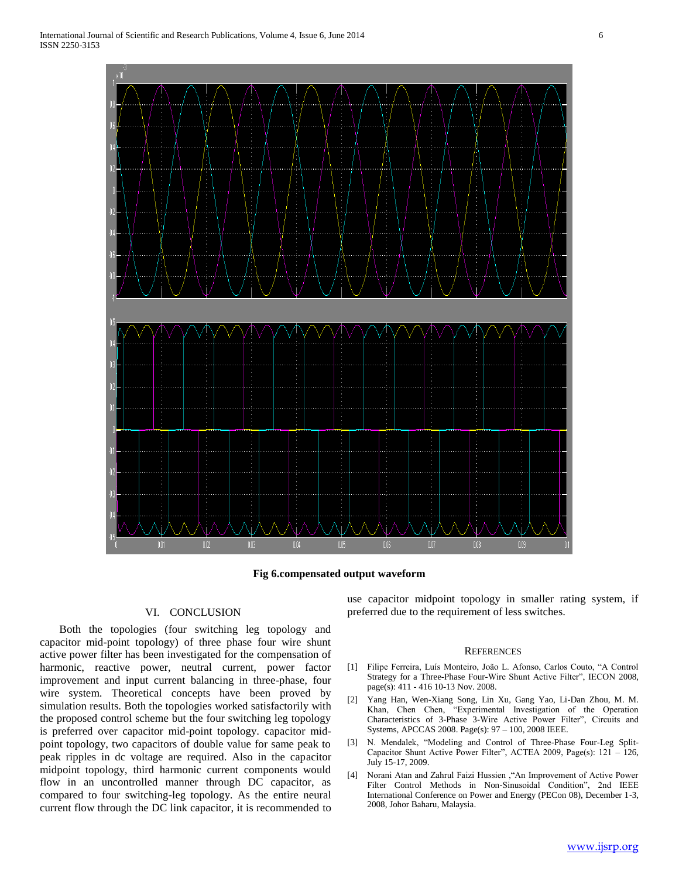Fig 6.compensated output waveform

## VI. CONCLUSION

Both the topologies (four switching leg topology and capacitor mid-point topology) of three phase four wire shunt active power filter has been investigated for the compensation of harmonic, reactive power, neutral current, power factor improvement and input current balancing in three-phase, four wire system. Theoretical concepts have been proved by simulation results. Both the topologies worked satisfactorily with the proposed control scheme but the four switching leg topology is preferred over capacitor mid-point topology. capacitor mid-point topology, two capacitors of double value for same peak to peak ripples in dc voltage are required. Also in the capacitor midpoint topology, third harmonic current components would flow in an uncontrolled manner through DC capacitor, as compared to four switching-leg topology. As the entire neural current flow through the DC link capacitor, it is recommended to use capacitor midpoint topology in smaller rating system, if preferred due to the requirement of less switches.

## REFERENCES

[1] Filipe Ferreira, Luís Monteiro, João L. Afonso, Carlos Couto, "A Control Strategy for a Three-Phase Four-Wire Shunt Active Filter", IECON 2008, page(s): 411 - 416 10-13 Nov. 2008.

[2] Yang Han, Wen-Xiang Song, Lin Xu, Gang Yao, Li-Dan Zhou, M. M. Khan, Chen Chen, "Experimental Investigation of the Operation Characteristics of 3-Phase 3-Wire Active Power Filter", Circuits and Systems, APCCAS 2008. Page(s): 97 – 100, 2008 IEEE.

[3] N. Mendalek, "Modeling and Control of Three-Phase Four-Leg Split-Capacitor Shunt Active Power Filter", ACTEA 2009, Page(s): 121 – 126, July 15-17, 2009.

[4] Norani Atan and Zahrul Faizi Hussien ,"An Improvement of Active Power Filter Control Methods in Non-Sinusoidal Condition", 2nd IEEE International Conference on Power and Energy (PECon 08), December 1-3, 2008, Johor Baharu, Malaysia.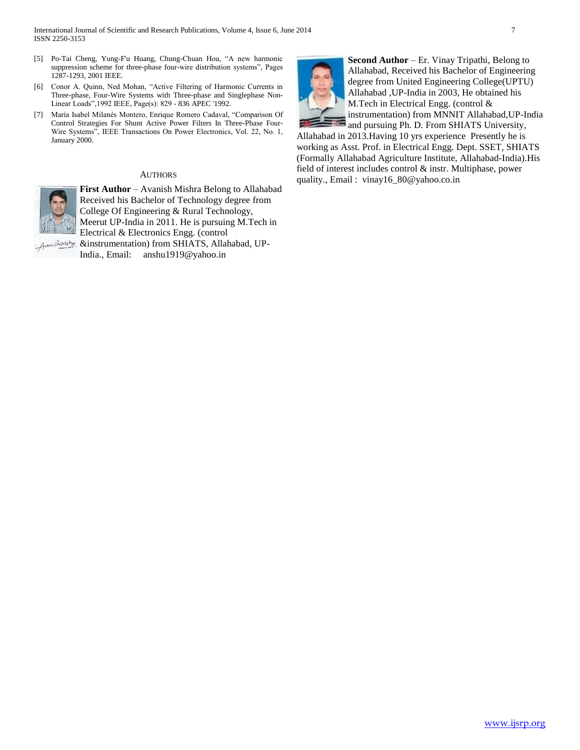[5] Po-Tai Cheng, Yung-F'u Huang, Chung-Chuan Hou, "A new harmonic suppression scheme for three-phase four-wire distribution systems", Pages 1287-1293, 2001 IEEE.

[6] Conor A. Quinn, Ned Mohan, "Active Filtering of Harmonic Currents in Three-phase, Four-Wire Systems with Three-phase and Singlephase Non-Linear Loads",1992 IEEE, Page(s): 829 - 836 APEC '1992.

[7] María Isabel Milanés Montero, Enrique Romero Cadaval, "Comparison Of Control Strategies For Shunt Active Power Filters In Three-Phase Four-Wire Systems", IEEE Transactions On Power Electronics, Vol. 22, No. 1, January 2000.

## AUTHORS

**First Author** – Avanish Mishra Belong to Allahabad Received his Bachelor of Technology degree from College Of Engineering & Rural Technology, Meerut UP-India in 2011. He is pursuing M.Tech in Electrical & Electronics Engg. (control &instrumentation) from SHIATS, Allahabad, UP-India., Email: anshu1919@yahoo.in

**Second Author** – Er. Vinay Tripathi, Belong to Allahabad, Received his Bachelor of Engineering degree from United Engineering College(UPTU) Allahabad ,UP-India in 2003, He obtained his M.Tech in Electrical Engg. (control & instrumentation) from MNNIT Allahabad,UP-India and pursuing Ph. D. From SHIATS University, Allahabad in 2013.Having 10 yrs experience Presently he is working as Asst. Prof. in Electrical Engg. Dept. SSET, SHIATS (Formally Allahabad Agriculture Institute, Allahabad-India).His field of interest includes control & instr. Multiphase, power quality., Email : vinay16_80@yahoo.co.in